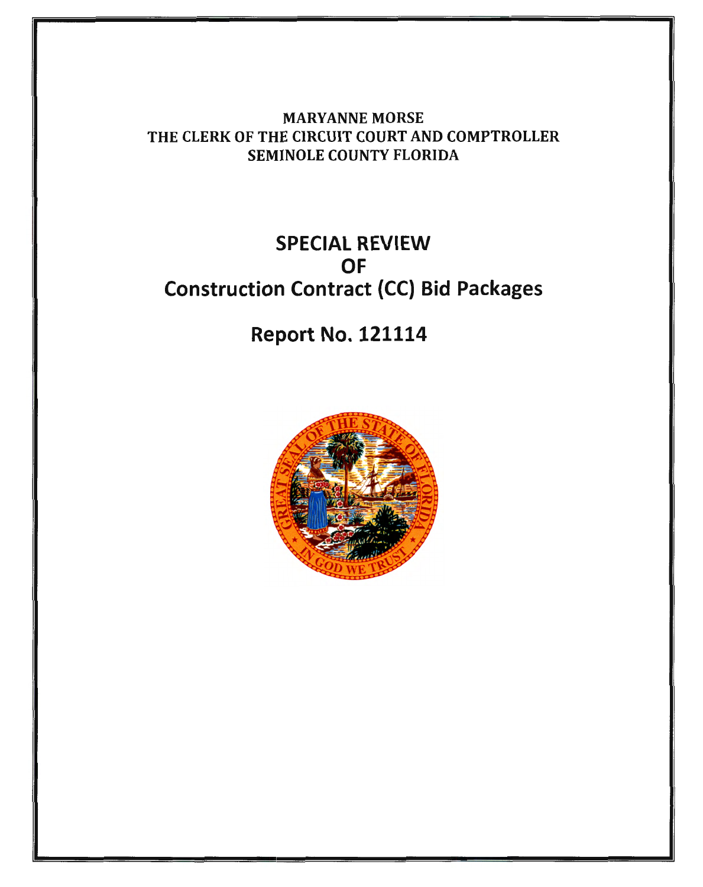MARYANNE MORSE
THE CLERK OF THE CIRCUIT COURT AND COMPTROLLER
SEMINOLE COUNTY FLORIDA

# SPECIAL REVIEW
# OF
# Construction Contract (CC) Bid Packages

## Report No. 121114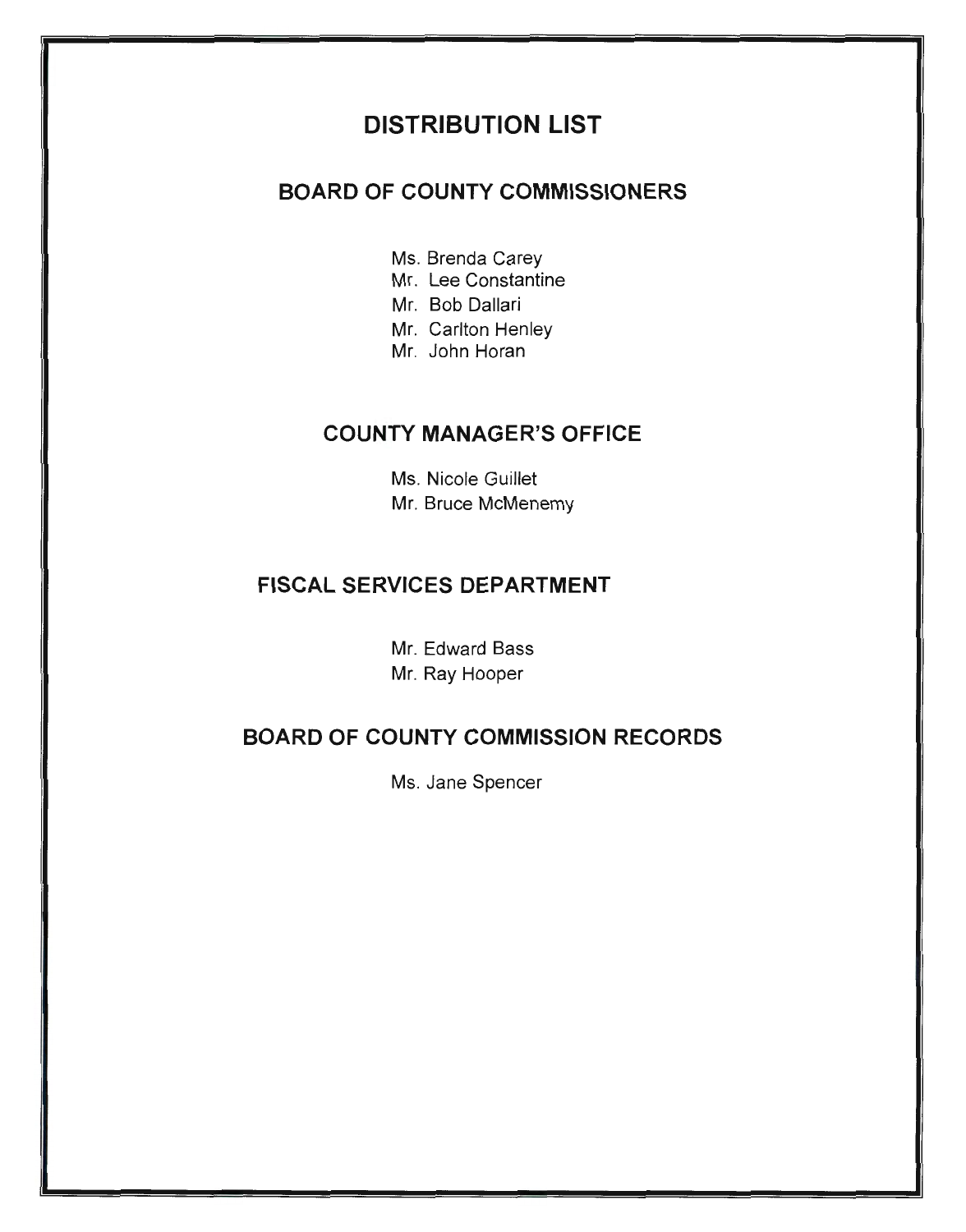# DISTRIBUTION LIST

## BOARD OF COUNTY COMMISSIONERS

Ms. Brenda Carey
Mr. Lee Constantine
Mr. Bob Dallari
Mr. Carlton Henley
Mr. John Horan

## COUNTY MANAGER'S OFFICE

Ms. Nicole Guillet
Mr. Bruce McMenemy

## FISCAL SERVICES DEPARTMENT

Mr. Edward Bass
Mr. Ray Hooper

## BOARD OF COUNTY COMMISSION RECORDS

Ms. Jane Spencer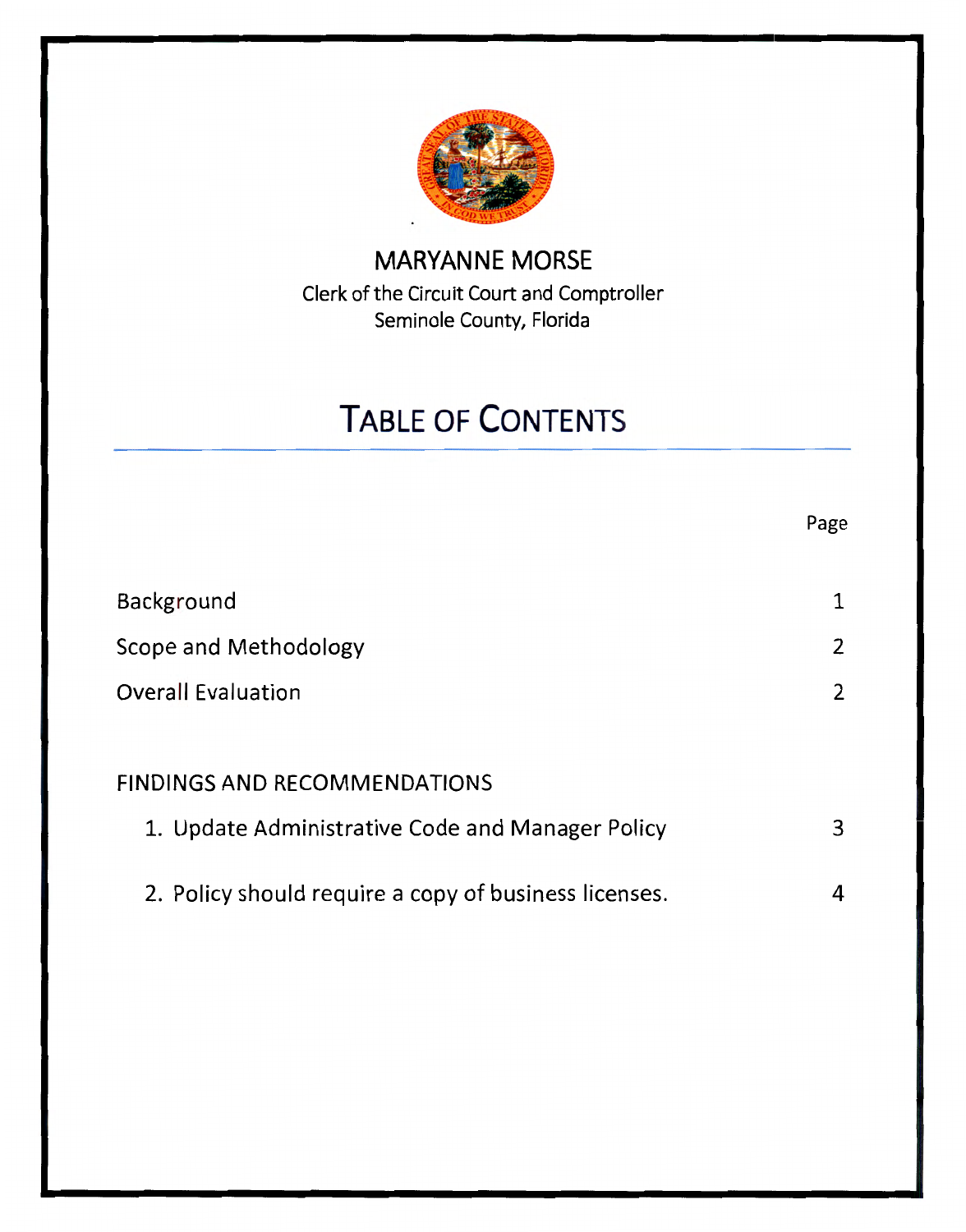MARYANNE MORSE

Clerk of the Circuit Court and Comptroller
Seminole County, Florida

# TABLE OF CONTENTS

| | Page |
|---|---|
| Background | 1 |
| Scope and Methodology | 2 |
| Overall Evaluation | 2 |
| | |
| FINDINGS AND RECOMMENDATIONS | |
| 1. Update Administrative Code and Manager Policy | 3 |
| 2. Policy should require a copy of business licenses. | 4 |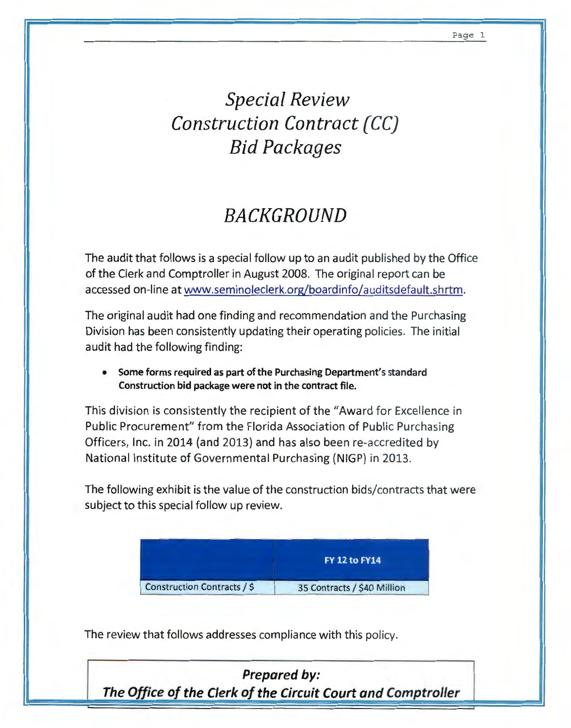# *Special Review Construction Contract (CC) Bid Packages*

## *BACKGROUND*

The audit that follows is a special follow up to an audit published by the Office of the Clerk and Comptroller in August 2008. The original report can be accessed on-line at www.seminoleclerk.org/boardinfo/auditsdefault.shrtm.

The original audit had one finding and recommendation and the Purchasing Division has been consistently updating their operating policies. The initial audit had the following finding:

- **Some forms required as part of the Purchasing Department's standard Construction bid package were not in the contract file.**

This division is consistently the recipient of the "Award for Excellence in Public Procurement" from the Florida Association of Public Purchasing Officers, Inc. in 2014 (and 2013) and has also been re-accredited by National Institute of Governmental Purchasing (NIGP) in 2013.

The following exhibit is the value of the construction bids/contracts that were subject to this special follow up review.

| | FY 12 to FY14 |
|---|---|
| Construction Contracts / $ | 35 Contracts / $40 Million |

The review that follows addresses compliance with this policy.

***Prepared by:***
***The Office of the Clerk of the Circuit Court and Comptroller***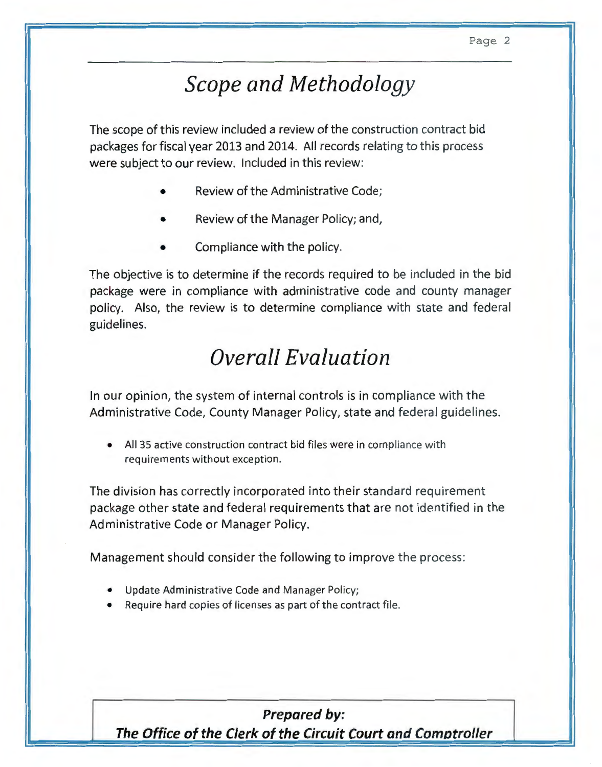## *Scope and Methodology*

The scope of this review included a review of the construction contract bid packages for fiscal year 2013 and 2014. All records relating to this process were subject to our review. Included in this review:

- Review of the Administrative Code;
- Review of the Manager Policy; and,
- Compliance with the policy.

The objective is to determine if the records required to be included in the bid package were in compliance with administrative code and county manager policy. Also, the review is to determine compliance with state and federal guidelines.

## *Overall Evaluation*

In our opinion, the system of internal controls is in compliance with the Administrative Code, County Manager Policy, state and federal guidelines.

- All 35 active construction contract bid files were in compliance with requirements without exception.

The division has correctly incorporated into their standard requirement package other state and federal requirements that are not identified in the Administrative Code or Manager Policy.

Management should consider the following to improve the process:

- Update Administrative Code and Manager Policy;
- Require hard copies of licenses as part of the contract file.

***Prepared by:***
***The Office of the Clerk of the Circuit Court and Comptroller***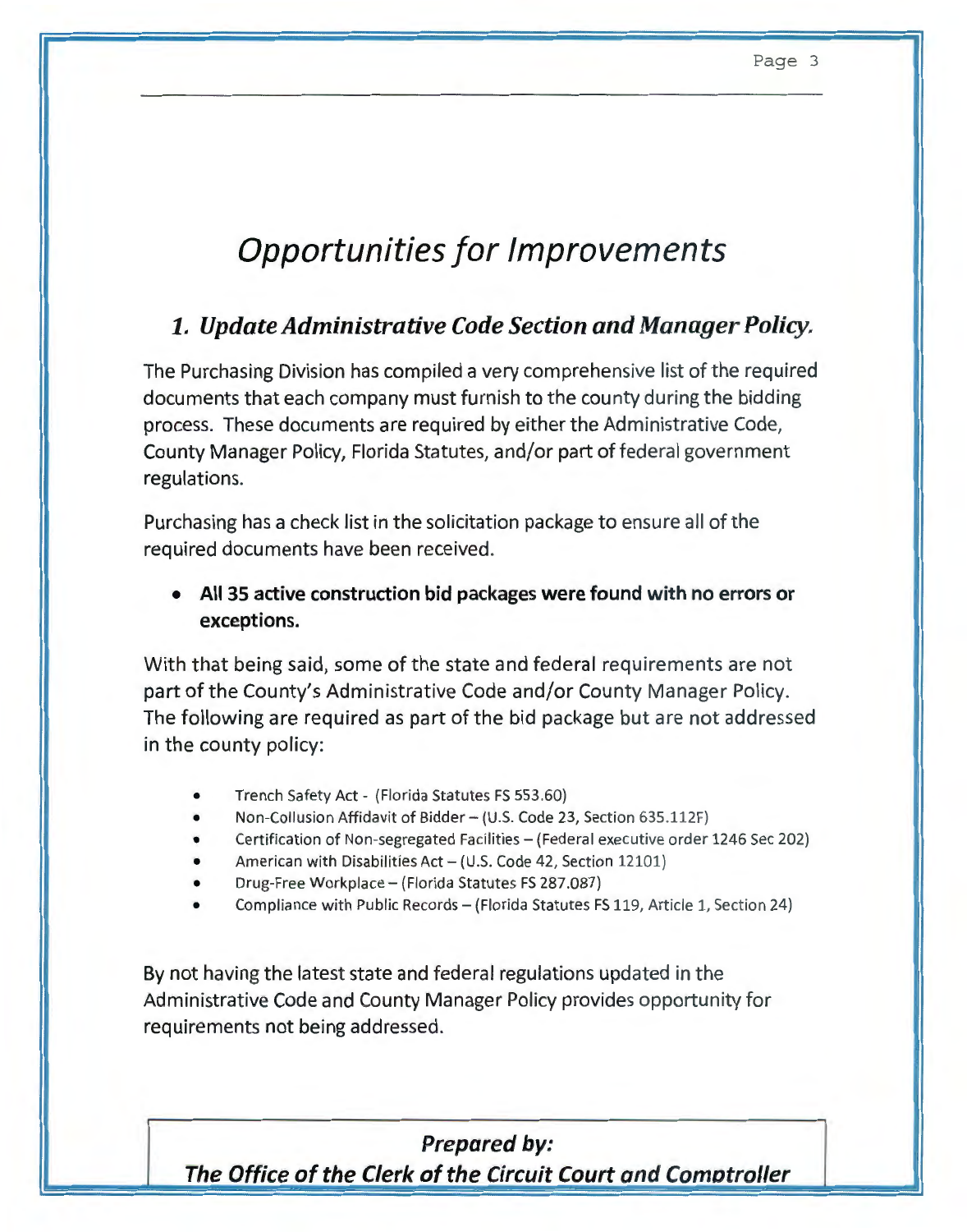# *Opportunities for Improvements*

## ***1. Update Administrative Code Section and Manager Policy.***

The Purchasing Division has compiled a very comprehensive list of the required documents that each company must furnish to the county during the bidding process. These documents are required by either the Administrative Code, County Manager Policy, Florida Statutes, and/or part of federal government regulations.

Purchasing has a check list in the solicitation package to ensure all of the required documents have been received.

- **All 35 active construction bid packages were found with no errors or exceptions.**

With that being said, some of the state and federal requirements are not part of the County's Administrative Code and/or County Manager Policy. The following are required as part of the bid package but are not addressed in the county policy:

- Trench Safety Act - (Florida Statutes FS 553.60)
- Non-Collusion Affidavit of Bidder – (U.S. Code 23, Section 635.112F)
- Certification of Non-segregated Facilities – (Federal executive order 1246 Sec 202)
- American with Disabilities Act – (U.S. Code 42, Section 12101)
- Drug-Free Workplace – (Florida Statutes FS 287.087)
- Compliance with Public Records – (Florida Statutes FS 119, Article 1, Section 24)

By not having the latest state and federal regulations updated in the Administrative Code and County Manager Policy provides opportunity for requirements not being addressed.

***Prepared by:***
***The Office of the Clerk of the Circuit Court and Comptroller***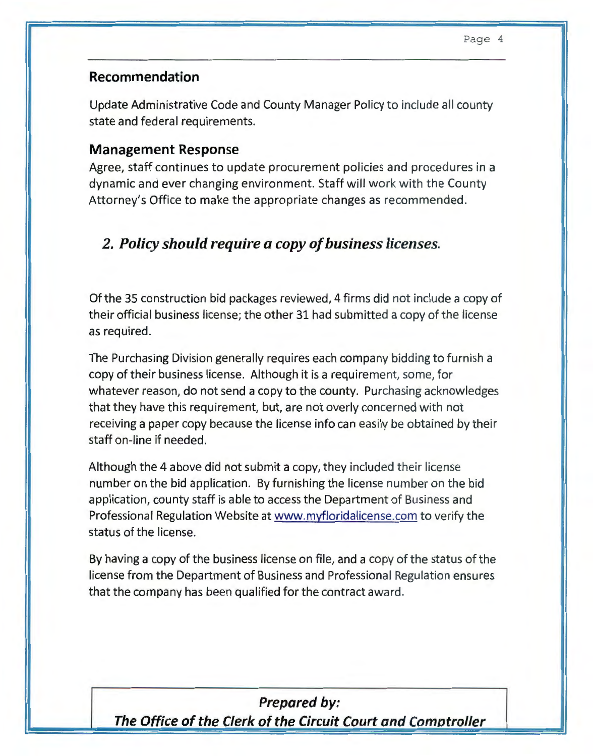## Recommendation

Update Administrative Code and County Manager Policy to include all county state and federal requirements.

## Management Response

Agree, staff continues to update procurement policies and procedures in a dynamic and ever changing environment. Staff will work with the County Attorney's Office to make the appropriate changes as recommended.

## *2. Policy should require a copy of business licenses.*

Of the 35 construction bid packages reviewed, 4 firms did not include a copy of their official business license; the other 31 had submitted a copy of the license as required.

The Purchasing Division generally requires each company bidding to furnish a copy of their business license. Although it is a requirement, some, for whatever reason, do not send a copy to the county. Purchasing acknowledges that they have this requirement, but, are not overly concerned with not receiving a paper copy because the license info can easily be obtained by their staff on-line if needed.

Although the 4 above did not submit a copy, they included their license number on the bid application. By furnishing the license number on the bid application, county staff is able to access the Department of Business and Professional Regulation Website at www.myfloridalicense.com to verify the status of the license.

By having a copy of the business license on file, and a copy of the status of the license from the Department of Business and Professional Regulation ensures that the company has been qualified for the contract award.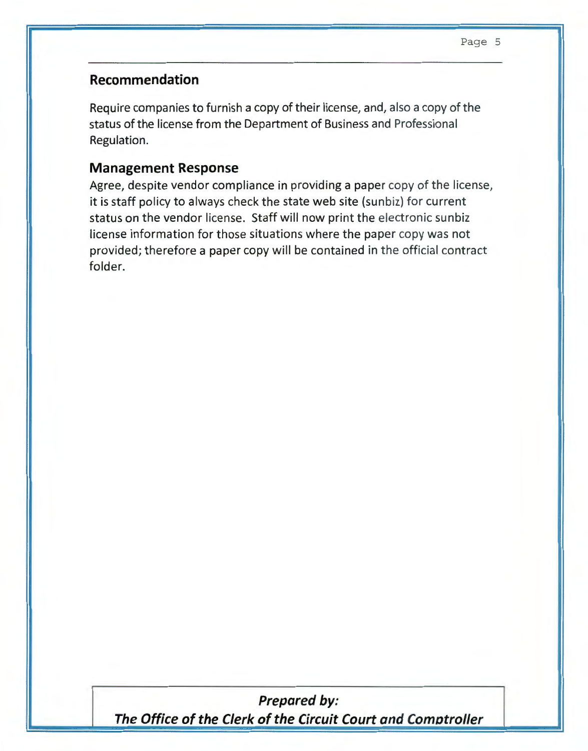## Recommendation

Require companies to furnish a copy of their license, and, also a copy of the status of the license from the Department of Business and Professional Regulation.

## Management Response

Agree, despite vendor compliance in providing a paper copy of the license, it is staff policy to always check the state web site (sunbiz) for current status on the vendor license. Staff will now print the electronic sunbiz license information for those situations where the paper copy was not provided; therefore a paper copy will be contained in the official contract folder.

***Prepared by:***

***The Office of the Clerk of the Circuit Court and Comptroller***